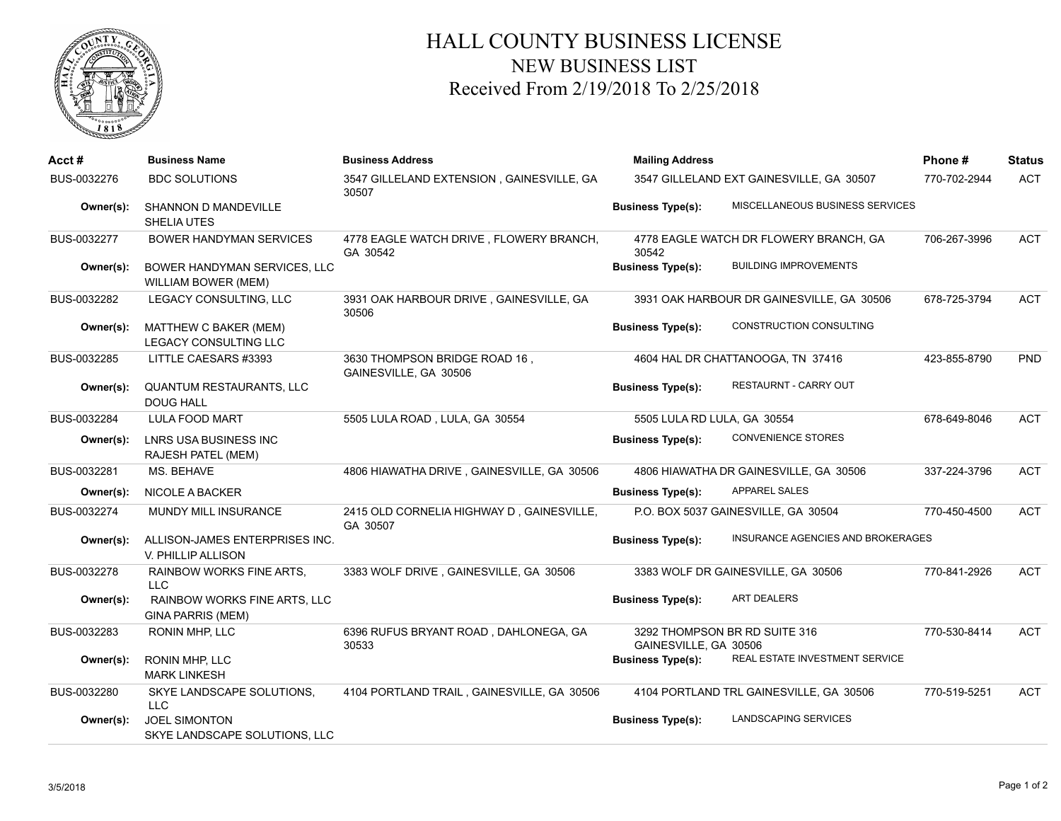# HALL COUNTY BUSINESS LICENSE

## NEW BUSINESS LIST

### Received From 2/19/2018 To 2/25/2018

| Acct # | Business Name | Business Address | Mailing Address | | Phone # | Status |
|---|---|---|---|---|---|---|
| BUS-0032276 | BDC SOLUTIONS | 3547 GILLELAND EXTENSION , GAINESVILLE, GA 30507 | 3547 GILLELAND EXT GAINESVILLE, GA 30507 | | 770-702-2944 | ACT |
| **Owner(s):** | SHANNON D MANDEVILLE<br>SHELIA UTES | | **Business Type(s):** | MISCELLANEOUS BUSINESS SERVICES | | |
| BUS-0032277 | BOWER HANDYMAN SERVICES | 4778 EAGLE WATCH DRIVE , FLOWERY BRANCH, GA 30542 | 4778 EAGLE WATCH DR FLOWERY BRANCH, GA 30542 | | 706-267-3996 | ACT |
| **Owner(s):** | BOWER HANDYMAN SERVICES, LLC<br>WILLIAM BOWER (MEM) | | **Business Type(s):** | BUILDING IMPROVEMENTS | | |
| BUS-0032282 | LEGACY CONSULTING, LLC | 3931 OAK HARBOUR DRIVE , GAINESVILLE, GA 30506 | 3931 OAK HARBOUR DR GAINESVILLE, GA 30506 | | 678-725-3794 | ACT |
| **Owner(s):** | MATTHEW C BAKER (MEM)<br>LEGACY CONSULTING LLC | | **Business Type(s):** | CONSTRUCTION CONSULTING | | |
| BUS-0032285 | LITTLE CAESARS #3393 | 3630 THOMPSON BRIDGE ROAD 16 , GAINESVILLE, GA 30506 | 4604 HAL DR CHATTANOOGA, TN 37416 | | 423-855-8790 | PND |
| **Owner(s):** | QUANTUM RESTAURANTS, LLC<br>DOUG HALL | | **Business Type(s):** | RESTAURNT - CARRY OUT | | |
| BUS-0032284 | LULA FOOD MART | 5505 LULA ROAD , LULA, GA 30554 | 5505 LULA RD LULA, GA 30554 | | 678-649-8046 | ACT |
| **Owner(s):** | LNRS USA BUSINESS INC<br>RAJESH PATEL (MEM) | | **Business Type(s):** | CONVENIENCE STORES | | |
| BUS-0032281 | MS. BEHAVE | 4806 HIAWATHA DRIVE , GAINESVILLE, GA 30506 | 4806 HIAWATHA DR GAINESVILLE, GA 30506 | | 337-224-3796 | ACT |
| **Owner(s):** | NICOLE A BACKER | | **Business Type(s):** | APPAREL SALES | | |
| BUS-0032274 | MUNDY MILL INSURANCE | 2415 OLD CORNELIA HIGHWAY D , GAINESVILLE, GA 30507 | P.O. BOX 5037 GAINESVILLE, GA 30504 | | 770-450-4500 | ACT |
| **Owner(s):** | ALLISON-JAMES ENTERPRISES INC.<br>V. PHILLIP ALLISON | | **Business Type(s):** | INSURANCE AGENCIES AND BROKERAGES | | |
| BUS-0032278 | RAINBOW WORKS FINE ARTS, LLC | 3383 WOLF DRIVE , GAINESVILLE, GA 30506 | 3383 WOLF DR GAINESVILLE, GA 30506 | | 770-841-2926 | ACT |
| **Owner(s):** | RAINBOW WORKS FINE ARTS, LLC<br>GINA PARRIS (MEM) | | **Business Type(s):** | ART DEALERS | | |
| BUS-0032283 | RONIN MHP, LLC | 6396 RUFUS BRYANT ROAD , DAHLONEGA, GA 30533 | 3292 THOMPSON BR RD SUITE 316 GAINESVILLE, GA 30506 | | 770-530-8414 | ACT |
| **Owner(s):** | RONIN MHP, LLC<br>MARK LINKESH | | **Business Type(s):** | REAL ESTATE INVESTMENT SERVICE | | |
| BUS-0032280 | SKYE LANDSCAPE SOLUTIONS, LLC | 4104 PORTLAND TRAIL , GAINESVILLE, GA 30506 | 4104 PORTLAND TRL GAINESVILLE, GA 30506 | | 770-519-5251 | ACT |
| **Owner(s):** | JOEL SIMONTON<br>SKYE LANDSCAPE SOLUTIONS, LLC | | **Business Type(s):** | LANDSCAPING SERVICES | | |

3/5/2018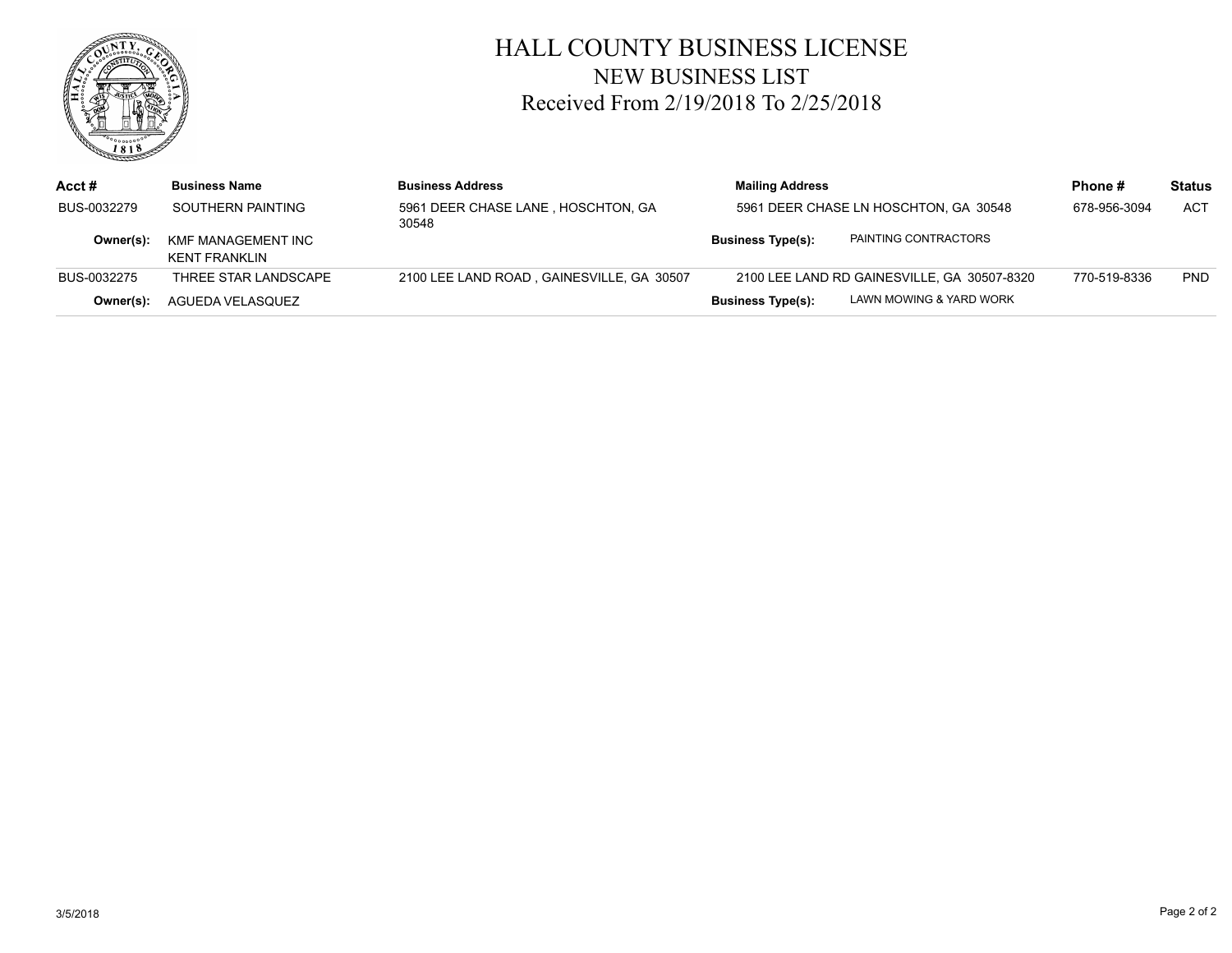# HALL COUNTY BUSINESS LICENSE
## NEW BUSINESS LIST
### Received From 2/19/2018 To 2/25/2018

| Acct # | Business Name | Business Address | Mailing Address | | Phone # | Status |
|---|---|---|---|---|---|---|
| BUS-0032279 | SOUTHERN PAINTING | 5961 DEER CHASE LANE , HOSCHTON, GA 30548 | 5961 DEER CHASE LN HOSCHTON, GA 30548 | | 678-956-3094 | ACT |
| **Owner(s):** | KMF MANAGEMENT INC<br>KENT FRANKLIN | | **Business Type(s):** | PAINTING CONTRACTORS | | |
| BUS-0032275 | THREE STAR LANDSCAPE | 2100 LEE LAND ROAD , GAINESVILLE, GA 30507 | 2100 LEE LAND RD GAINESVILLE, GA 30507-8320 | | 770-519-8336 | PND |
| **Owner(s):** | AGUEDA VELASQUEZ | | **Business Type(s):** | LAWN MOWING & YARD WORK | | |

3/5/2018